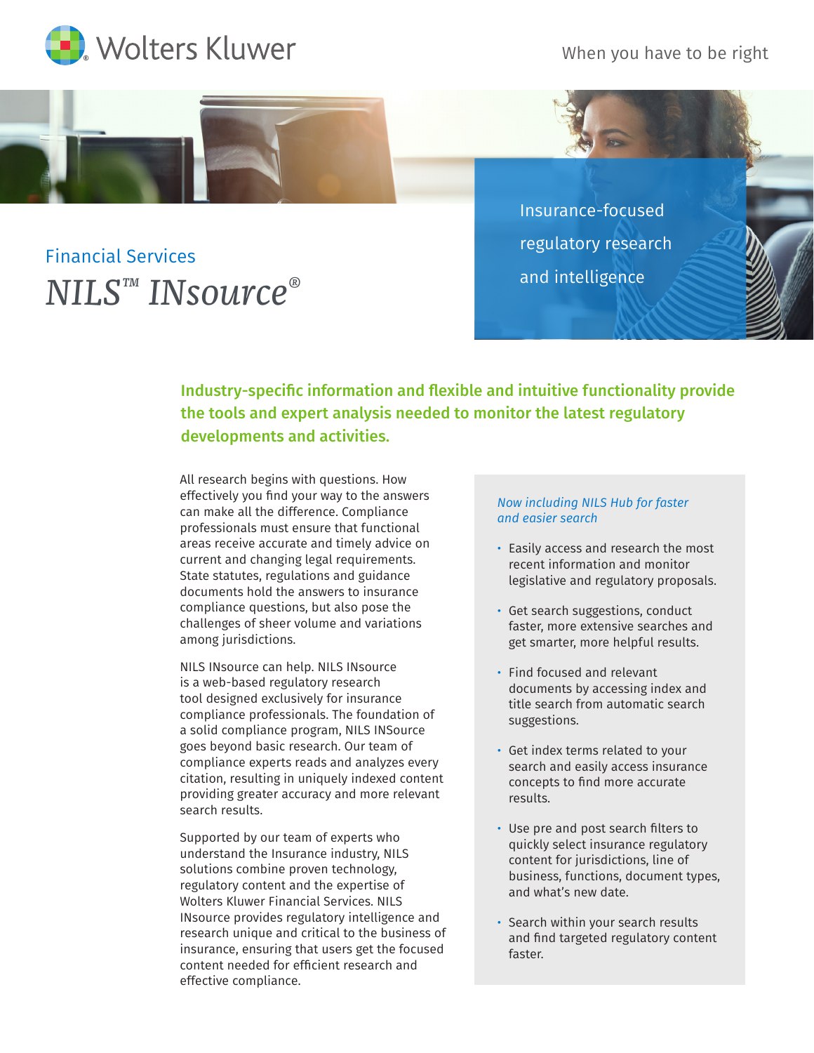Wolters Kluwer

When you have to be right

Insurance-focused regulatory research and intelligence

## Financial Services

# *NILS™ INsource®*

**Industry-specific information and flexible and intuitive functionality provide the tools and expert analysis needed to monitor the latest regulatory developments and activities.**

All research begins with questions. How effectively you find your way to the answers can make all the difference. Compliance professionals must ensure that functional areas receive accurate and timely advice on current and changing legal requirements. State statutes, regulations and guidance documents hold the answers to insurance compliance questions, but also pose the challenges of sheer volume and variations among jurisdictions.

NILS INsource can help. NILS INsource is a web-based regulatory research tool designed exclusively for insurance compliance professionals. The foundation of a solid compliance program, NILS INSource goes beyond basic research. Our team of compliance experts reads and analyzes every citation, resulting in uniquely indexed content providing greater accuracy and more relevant search results.

Supported by our team of experts who understand the Insurance industry, NILS solutions combine proven technology, regulatory content and the expertise of Wolters Kluwer Financial Services. NILS INsource provides regulatory intelligence and research unique and critical to the business of insurance, ensuring that users get the focused content needed for efficient research and effective compliance.

*Now including NILS Hub for faster and easier search*

- Easily access and research the most recent information and monitor legislative and regulatory proposals.
- Get search suggestions, conduct faster, more extensive searches and get smarter, more helpful results.
- Find focused and relevant documents by accessing index and title search from automatic search suggestions.
- Get index terms related to your search and easily access insurance concepts to find more accurate results.
- Use pre and post search filters to quickly select insurance regulatory content for jurisdictions, line of business, functions, document types, and what's new date.
- Search within your search results and find targeted regulatory content faster.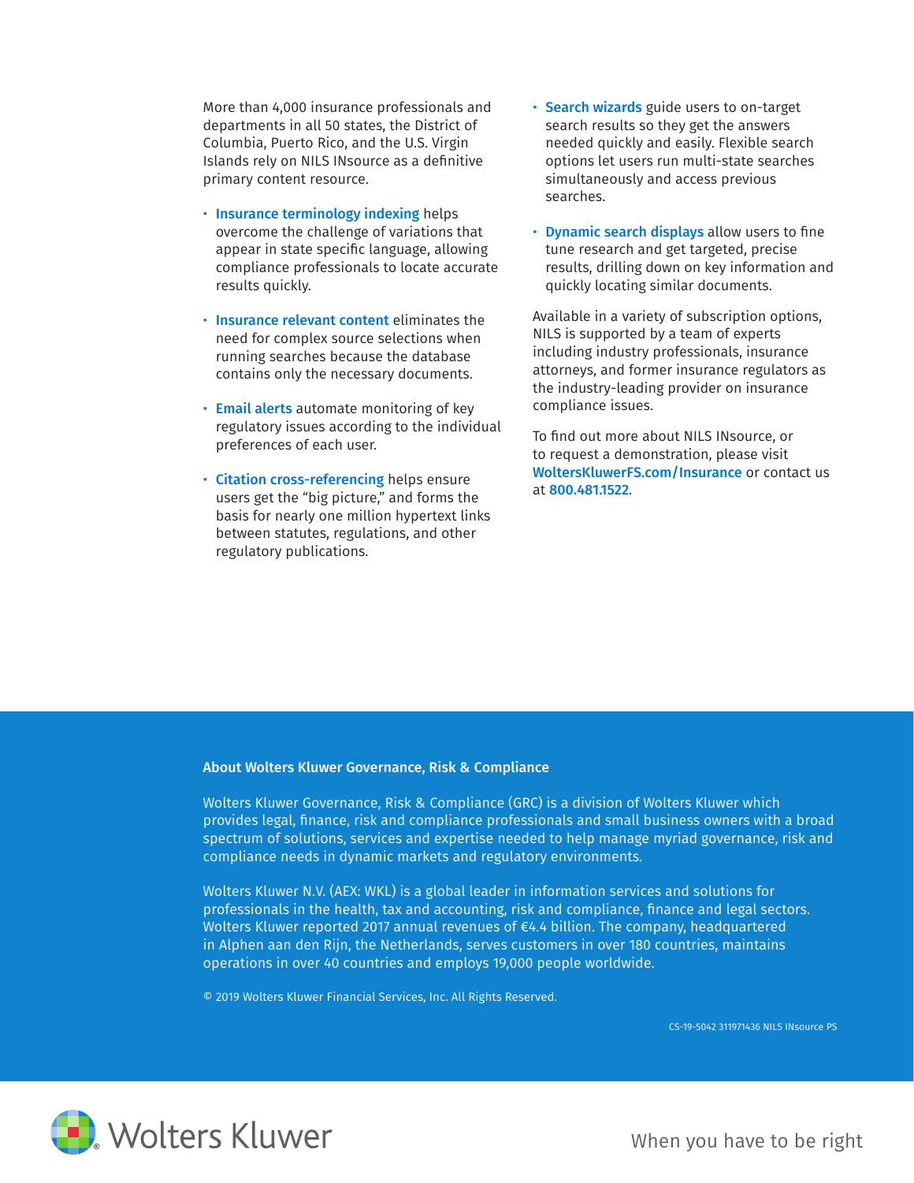More than 4,000 insurance professionals and departments in all 50 states, the District of Columbia, Puerto Rico, and the U.S. Virgin Islands rely on NILS INsource as a definitive primary content resource.

- **Insurance terminology indexing** helps overcome the challenge of variations that appear in state specific language, allowing compliance professionals to locate accurate results quickly.
- **Insurance relevant content** eliminates the need for complex source selections when running searches because the database contains only the necessary documents.
- **Email alerts** automate monitoring of key regulatory issues according to the individual preferences of each user.
- **Citation cross-referencing** helps ensure users get the "big picture," and forms the basis for nearly one million hypertext links between statutes, regulations, and other regulatory publications.
- **Search wizards** guide users to on-target search results so they get the answers needed quickly and easily. Flexible search options let users run multi-state searches simultaneously and access previous searches.
- **Dynamic search displays** allow users to fine tune research and get targeted, precise results, drilling down on key information and quickly locating similar documents.

Available in a variety of subscription options, NILS is supported by a team of experts including industry professionals, insurance attorneys, and former insurance regulators as the industry-leading provider on insurance compliance issues.

To find out more about NILS INsource, or to request a demonstration, please visit **WoltersKluwerFS.com/Insurance** or contact us at **800.481.1522**.

**About Wolters Kluwer Governance, Risk & Compliance**

Wolters Kluwer Governance, Risk & Compliance (GRC) is a division of Wolters Kluwer which provides legal, finance, risk and compliance professionals and small business owners with a broad spectrum of solutions, services and expertise needed to help manage myriad governance, risk and compliance needs in dynamic markets and regulatory environments.

Wolters Kluwer N.V. (AEX: WKL) is a global leader in information services and solutions for professionals in the health, tax and accounting, risk and compliance, finance and legal sectors. Wolters Kluwer reported 2017 annual revenues of €4.4 billion. The company, headquartered in Alphen aan den Rijn, the Netherlands, serves customers in over 180 countries, maintains operations in over 40 countries and employs 19,000 people worldwide.

© 2019 Wolters Kluwer Financial Services, Inc. All Rights Reserved.

CS-19-5042 311971436 NILS INsource PS

Wolters Kluwer

When you have to be right